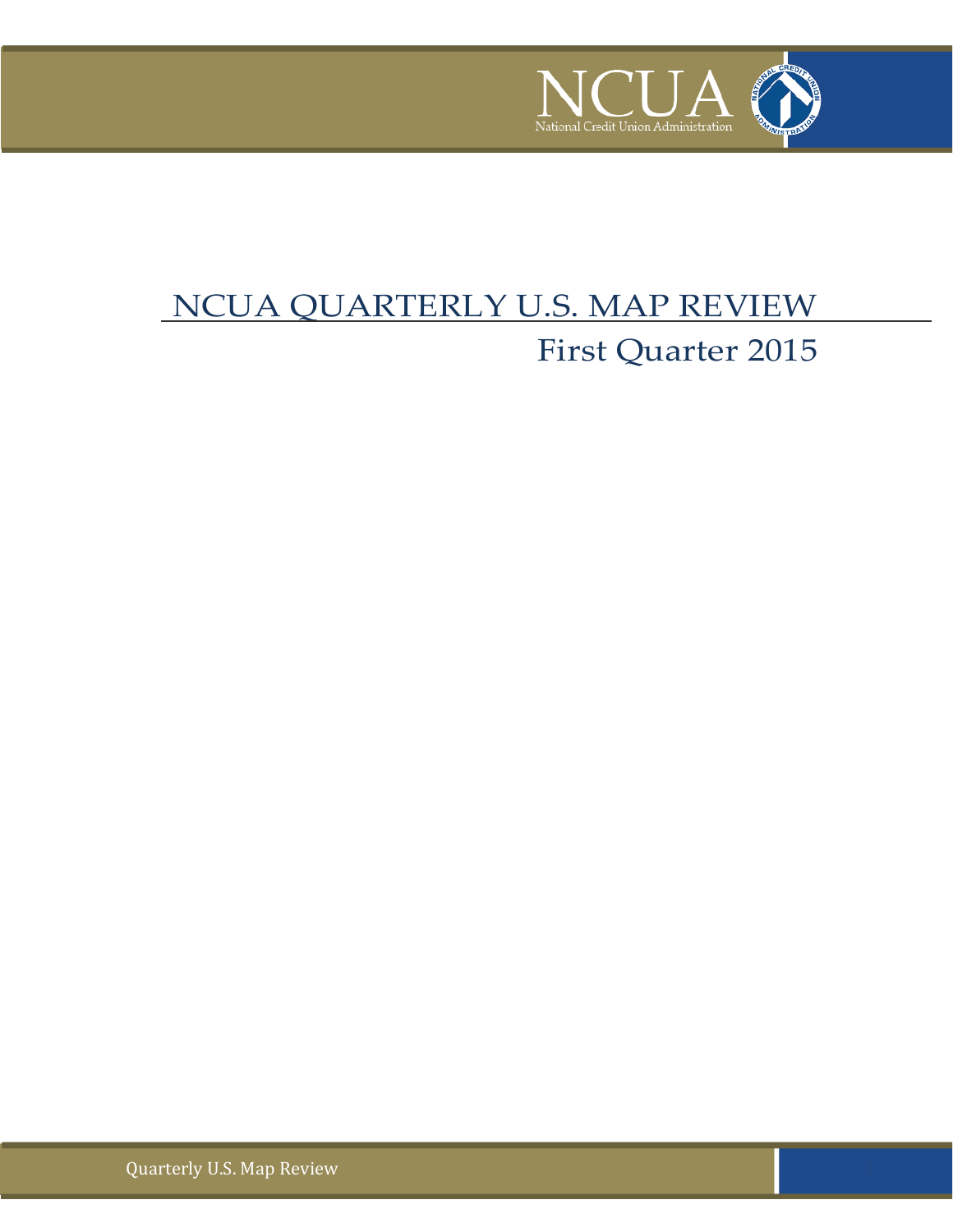# NCUA QUARTERLY U.S. MAP REVIEW

## First Quarter 2015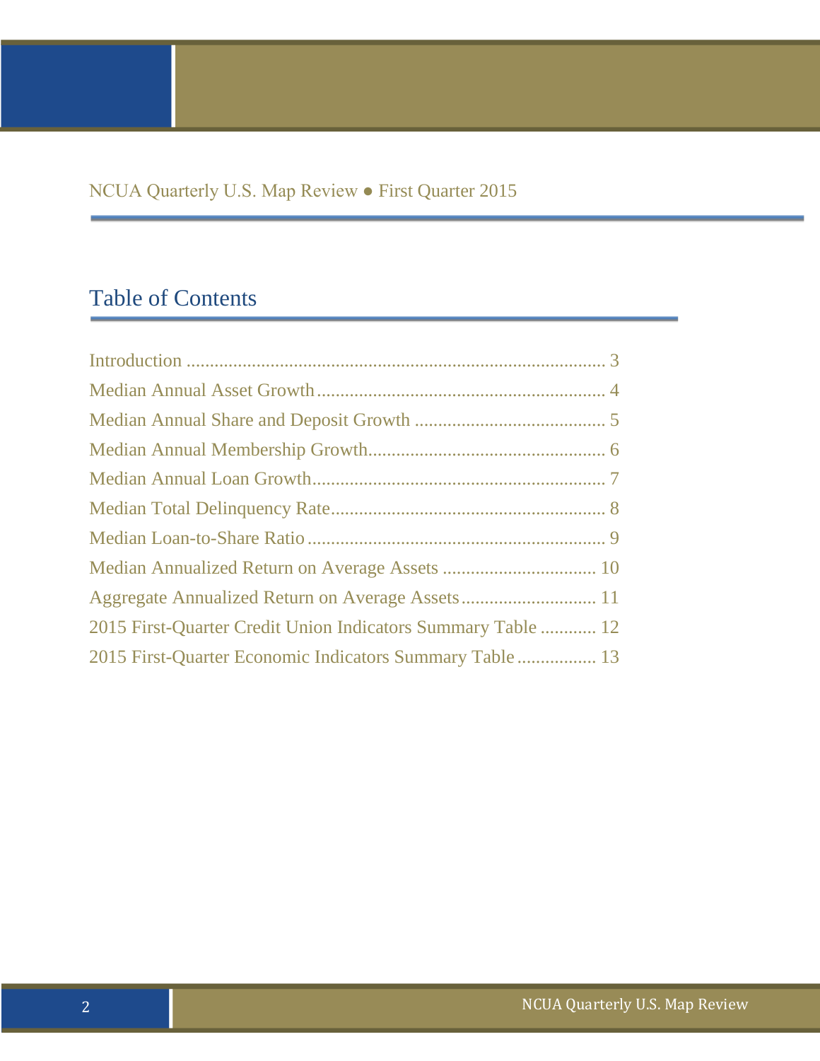# Table of Contents

Introduction ........................................................................................ 3
Median Annual Asset Growth ............................................................. 4
Median Annual Share and Deposit Growth ......................................... 5
Median Annual Membership Growth.................................................. 6
Median Annual Loan Growth.............................................................. 7
Median Total Delinquency Rate.......................................................... 8
Median Loan-to-Share Ratio ............................................................... 9
Median Annualized Return on Average Assets ................................. 10
Aggregate Annualized Return on Average Assets............................. 11
2015 First-Quarter Credit Union Indicators Summary Table ............ 12
2015 First-Quarter Economic Indicators Summary Table ................ 13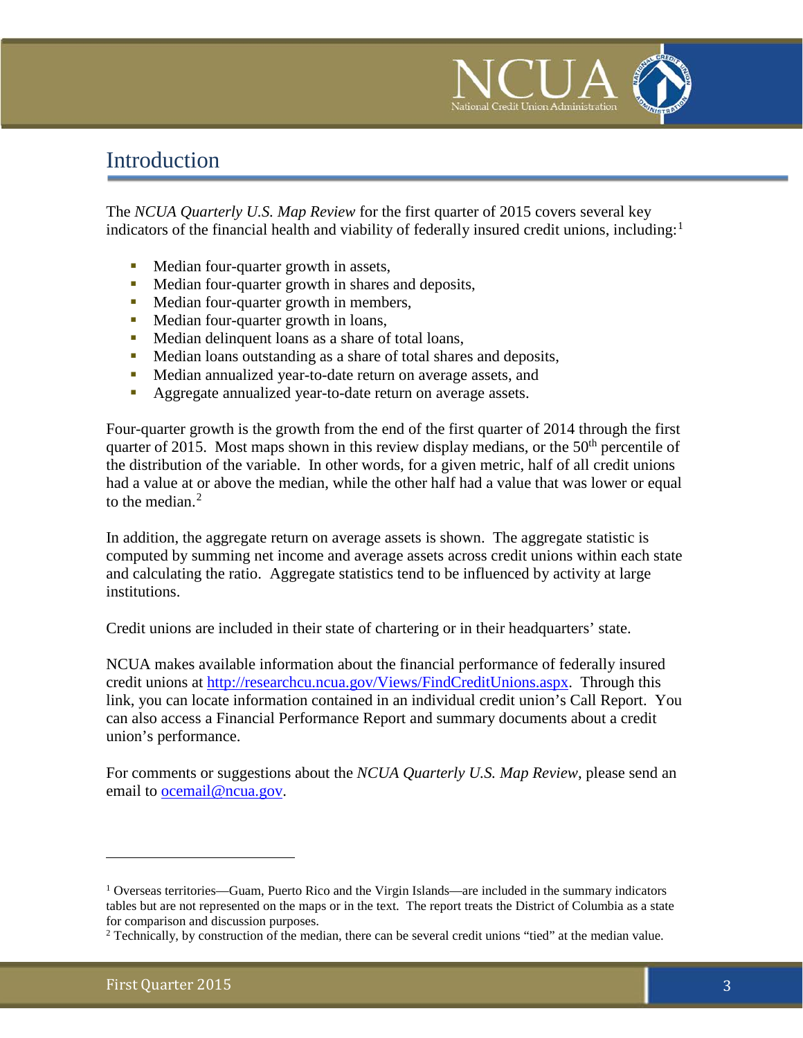# Introduction

The *NCUA Quarterly U.S. Map Review* for the first quarter of 2015 covers several key indicators of the financial health and viability of federally insured credit unions, including:[1]

- Median four-quarter growth in assets,
- Median four-quarter growth in shares and deposits,
- Median four-quarter growth in members,
- Median four-quarter growth in loans,
- Median delinquent loans as a share of total loans,
- Median loans outstanding as a share of total shares and deposits,
- Median annualized year-to-date return on average assets, and
- Aggregate annualized year-to-date return on average assets.

Four-quarter growth is the growth from the end of the first quarter of 2014 through the first quarter of 2015. Most maps shown in this review display medians, or the 50$^{th}$ percentile of the distribution of the variable. In other words, for a given metric, half of all credit unions had a value at or above the median, while the other half had a value that was lower or equal to the median.[2]

In addition, the aggregate return on average assets is shown. The aggregate statistic is computed by summing net income and average assets across credit unions within each state and calculating the ratio. Aggregate statistics tend to be influenced by activity at large institutions.

Credit unions are included in their state of chartering or in their headquarters' state.

NCUA makes available information about the financial performance of federally insured credit unions at http://researchcu.ncua.gov/Views/FindCreditUnions.aspx. Through this link, you can locate information contained in an individual credit union's Call Report. You can also access a Financial Performance Report and summary documents about a credit union's performance.

For comments or suggestions about the *NCUA Quarterly U.S. Map Review*, please send an email to ocemail@ncua.gov.

---

[1] Overseas territories—Guam, Puerto Rico and the Virgin Islands—are included in the summary indicators tables but are not represented on the maps or in the text. The report treats the District of Columbia as a state for comparison and discussion purposes.

[2] Technically, by construction of the median, there can be several credit unions "tied" at the median value.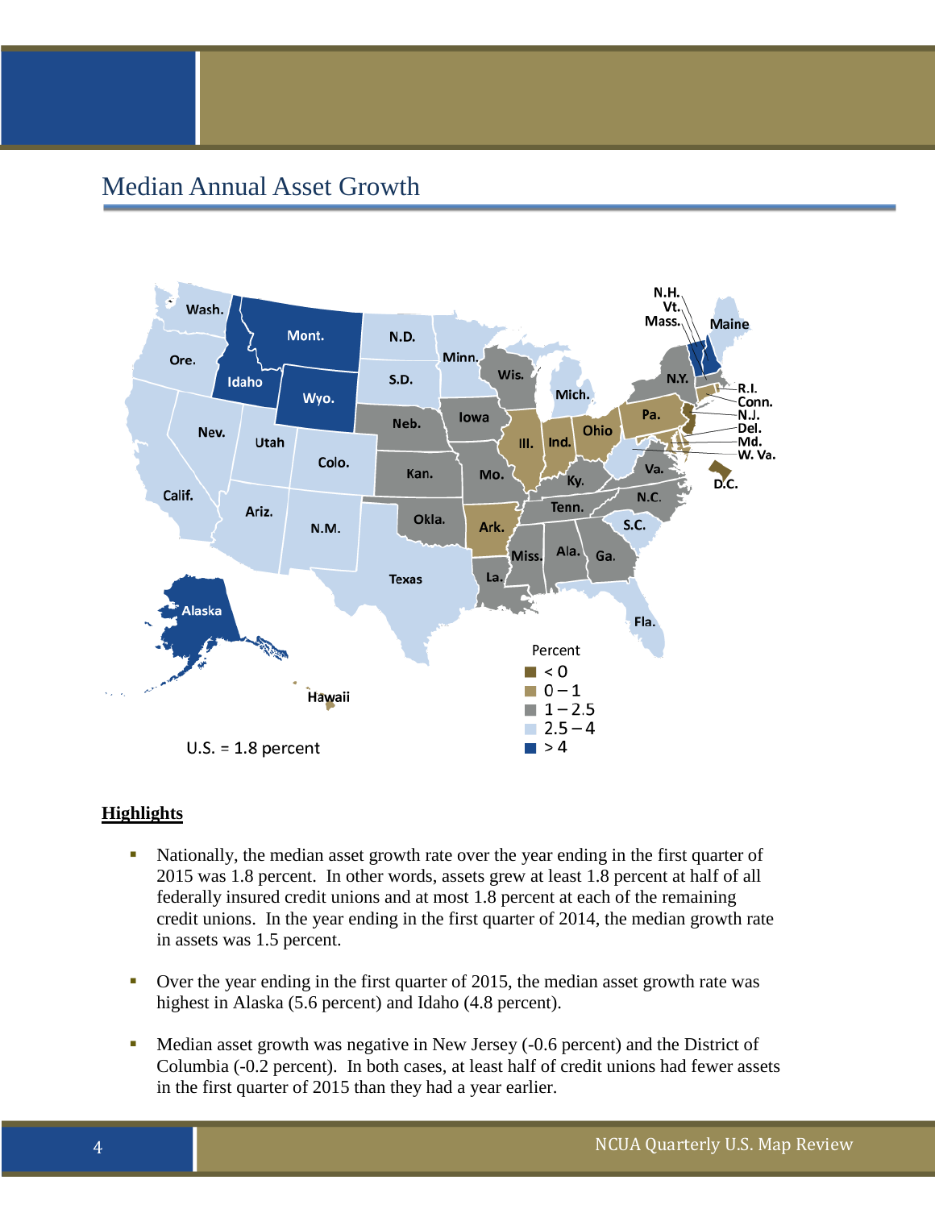# Median Annual Asset Growth

U.S. = 1.8 percent

Percent
- < 0
- 0 – 1
- 1 – 2.5
- 2.5 – 4
- > 4

**Highlights**

- Nationally, the median asset growth rate over the year ending in the first quarter of 2015 was 1.8 percent. In other words, assets grew at least 1.8 percent at half of all federally insured credit unions and at most 1.8 percent at each of the remaining credit unions. In the year ending in the first quarter of 2014, the median growth rate in assets was 1.5 percent.
- Over the year ending in the first quarter of 2015, the median asset growth rate was highest in Alaska (5.6 percent) and Idaho (4.8 percent).
- Median asset growth was negative in New Jersey (-0.6 percent) and the District of Columbia (-0.2 percent). In both cases, at least half of credit unions had fewer assets in the first quarter of 2015 than they had a year earlier.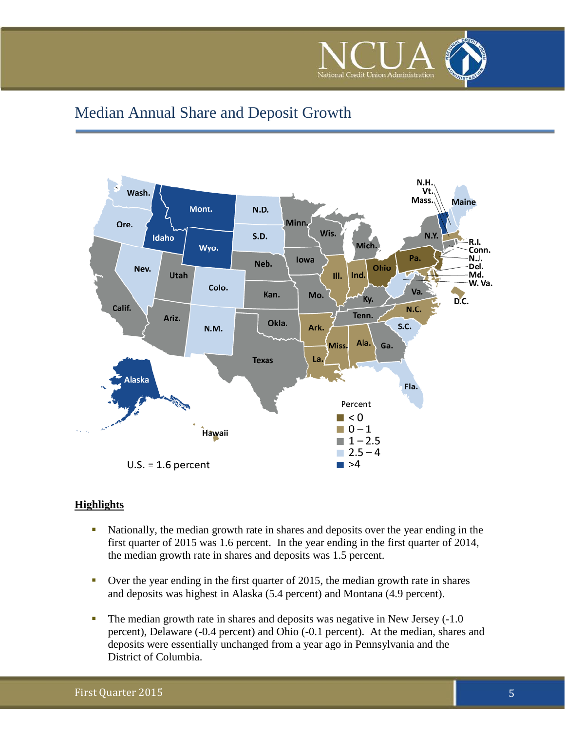# Median Annual Share and Deposit Growth

Percent
- < 0
- 0 – 1
- 1 – 2.5
- 2.5 – 4
- >4

U.S. = 1.6 percent

**Highlights**

- Nationally, the median growth rate in shares and deposits over the year ending in the first quarter of 2015 was 1.6 percent. In the year ending in the first quarter of 2014, the median growth rate in shares and deposits was 1.5 percent.
- Over the year ending in the first quarter of 2015, the median growth rate in shares and deposits was highest in Alaska (5.4 percent) and Montana (4.9 percent).
- The median growth rate in shares and deposits was negative in New Jersey (-1.0 percent), Delaware (-0.4 percent) and Ohio (-0.1 percent). At the median, shares and deposits were essentially unchanged from a year ago in Pennsylvania and the District of Columbia.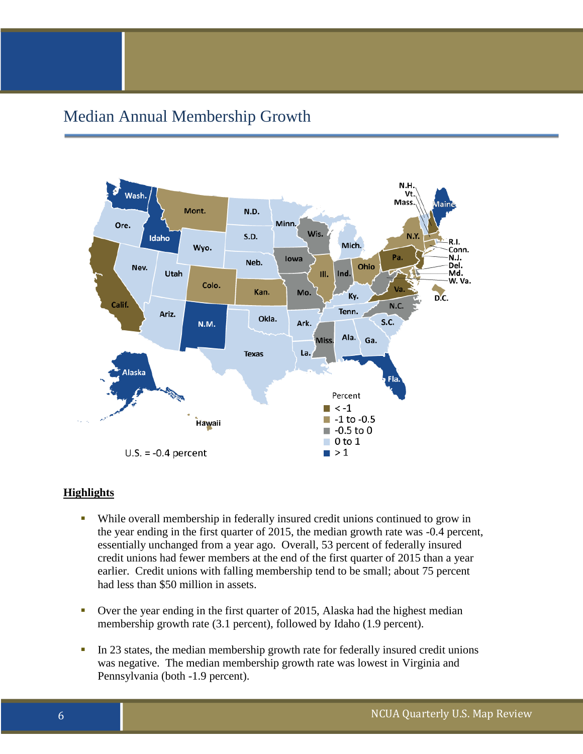# Median Annual Membership Growth

**Highlights**

- While overall membership in federally insured credit unions continued to grow in the year ending in the first quarter of 2015, the median growth rate was -0.4 percent, essentially unchanged from a year ago. Overall, 53 percent of federally insured credit unions had fewer members at the end of the first quarter of 2015 than a year earlier. Credit unions with falling membership tend to be small; about 75 percent had less than $50 million in assets.
- Over the year ending in the first quarter of 2015, Alaska had the highest median membership growth rate (3.1 percent), followed by Idaho (1.9 percent).
- In 23 states, the median membership growth rate for federally insured credit unions was negative. The median membership growth rate was lowest in Virginia and Pennsylvania (both -1.9 percent).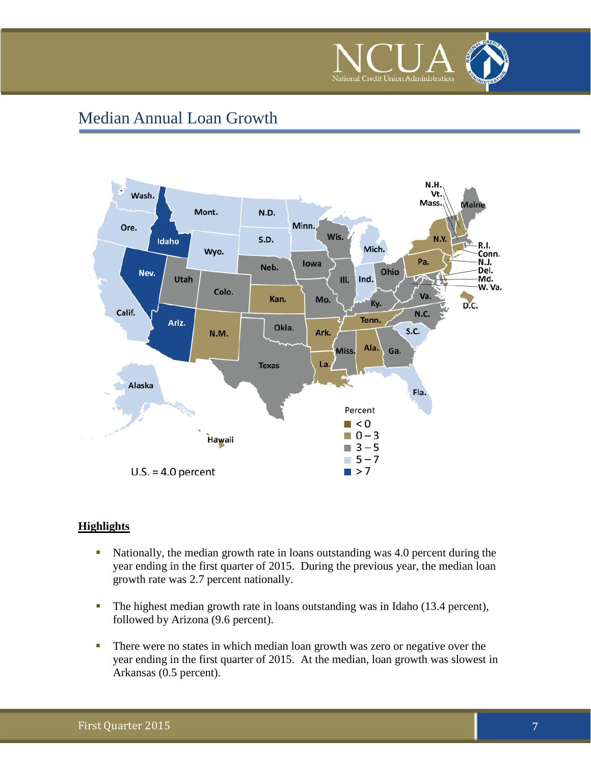# Median Annual Loan Growth

U.S. = 4.0 percent

Percent
- < 0
- 0 – 3
- 3 – 5
- 5 – 7
- > 7

**Highlights**

- Nationally, the median growth rate in loans outstanding was 4.0 percent during the year ending in the first quarter of 2015. During the previous year, the median loan growth rate was 2.7 percent nationally.
- The highest median growth rate in loans outstanding was in Idaho (13.4 percent), followed by Arizona (9.6 percent).
- There were no states in which median loan growth was zero or negative over the year ending in the first quarter of 2015. At the median, loan growth was slowest in Arkansas (0.5 percent).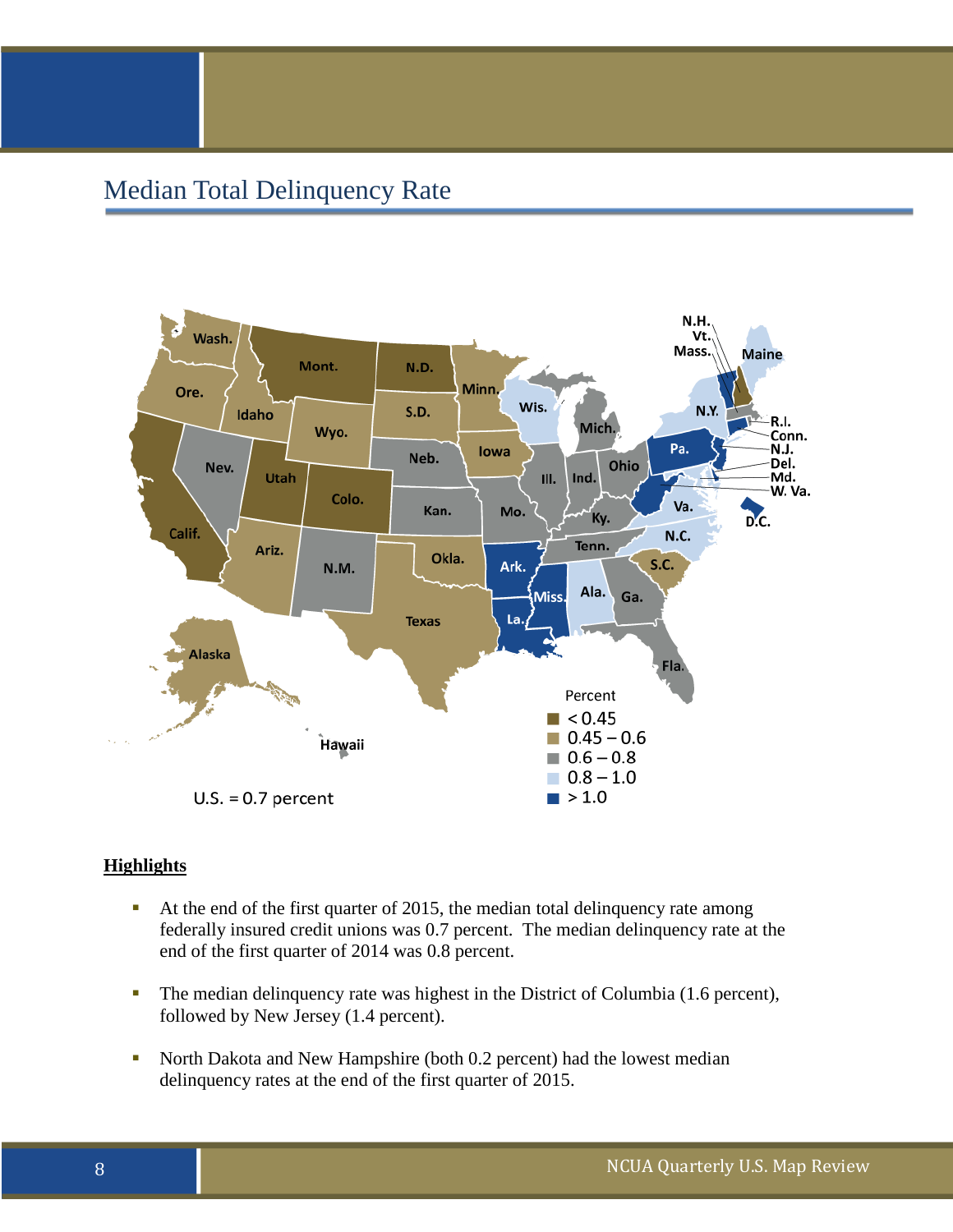# Median Total Delinquency Rate

**Highlights**

- At the end of the first quarter of 2015, the median total delinquency rate among federally insured credit unions was 0.7 percent. The median delinquency rate at the end of the first quarter of 2014 was 0.8 percent.
- The median delinquency rate was highest in the District of Columbia (1.6 percent), followed by New Jersey (1.4 percent).
- North Dakota and New Hampshire (both 0.2 percent) had the lowest median delinquency rates at the end of the first quarter of 2015.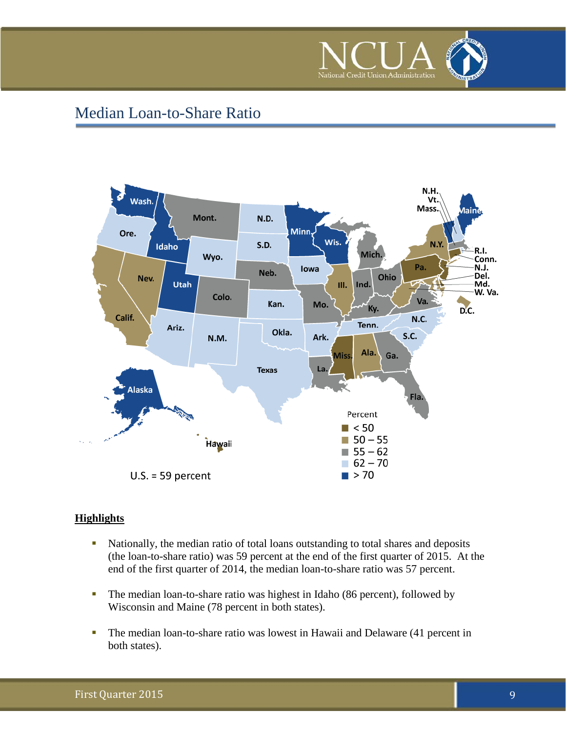# Median Loan-to-Share Ratio

Percent

- < 50
- 50 – 55
- 55 – 62
- 62 – 70
- > 70

U.S. = 59 percent

**Highlights**

- Nationally, the median ratio of total loans outstanding to total shares and deposits (the loan-to-share ratio) was 59 percent at the end of the first quarter of 2015. At the end of the first quarter of 2014, the median loan-to-share ratio was 57 percent.
- The median loan-to-share ratio was highest in Idaho (86 percent), followed by Wisconsin and Maine (78 percent in both states).
- The median loan-to-share ratio was lowest in Hawaii and Delaware (41 percent in both states).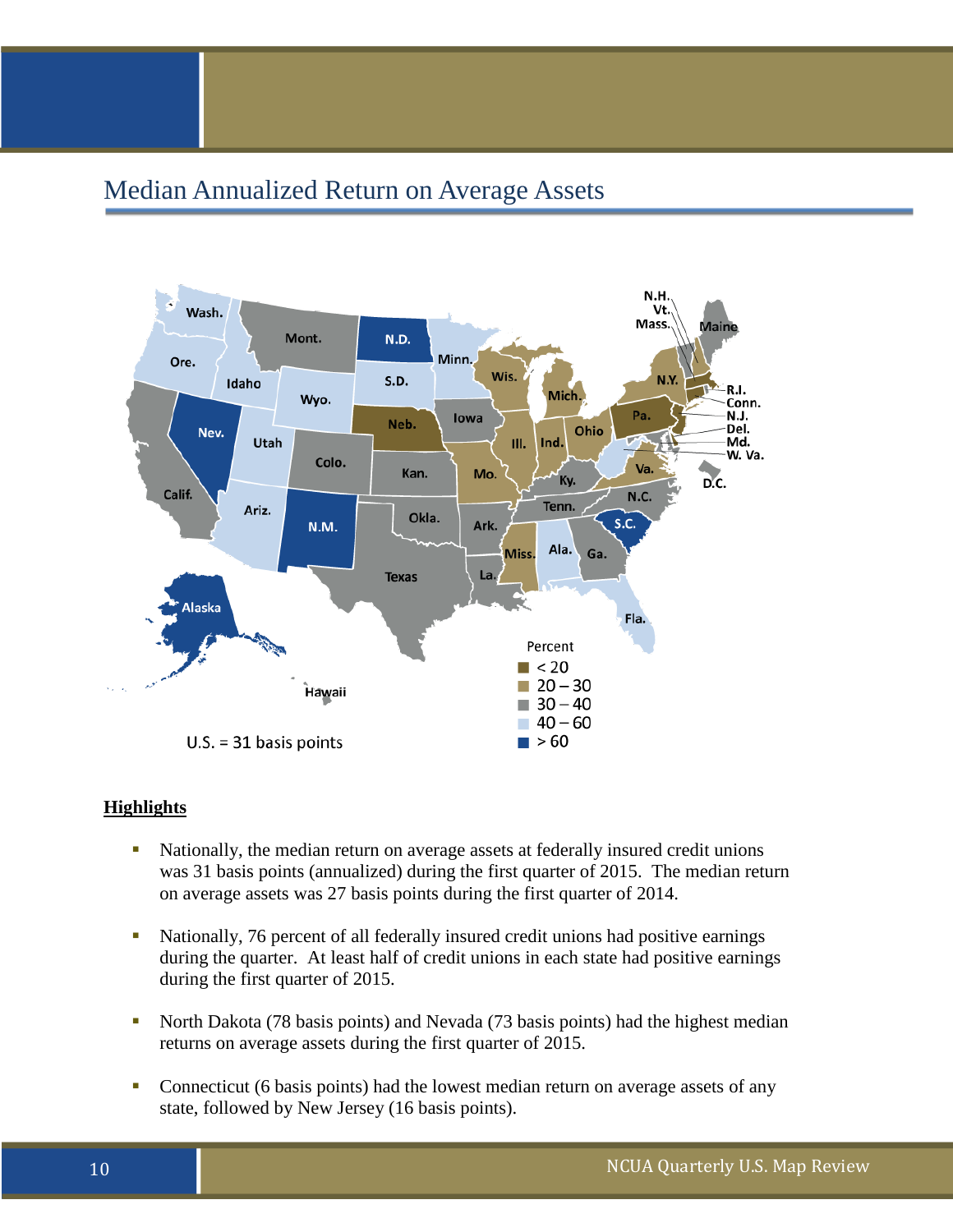# Median Annualized Return on Average Assets

Percent
- < 20
- 20 – 30
- 30 – 40
- 40 – 60
- > 60

U.S. = 31 basis points

**Highlights**

- Nationally, the median return on average assets at federally insured credit unions was 31 basis points (annualized) during the first quarter of 2015. The median return on average assets was 27 basis points during the first quarter of 2014.
- Nationally, 76 percent of all federally insured credit unions had positive earnings during the quarter. At least half of credit unions in each state had positive earnings during the first quarter of 2015.
- North Dakota (78 basis points) and Nevada (73 basis points) had the highest median returns on average assets during the first quarter of 2015.
- Connecticut (6 basis points) had the lowest median return on average assets of any state, followed by New Jersey (16 basis points).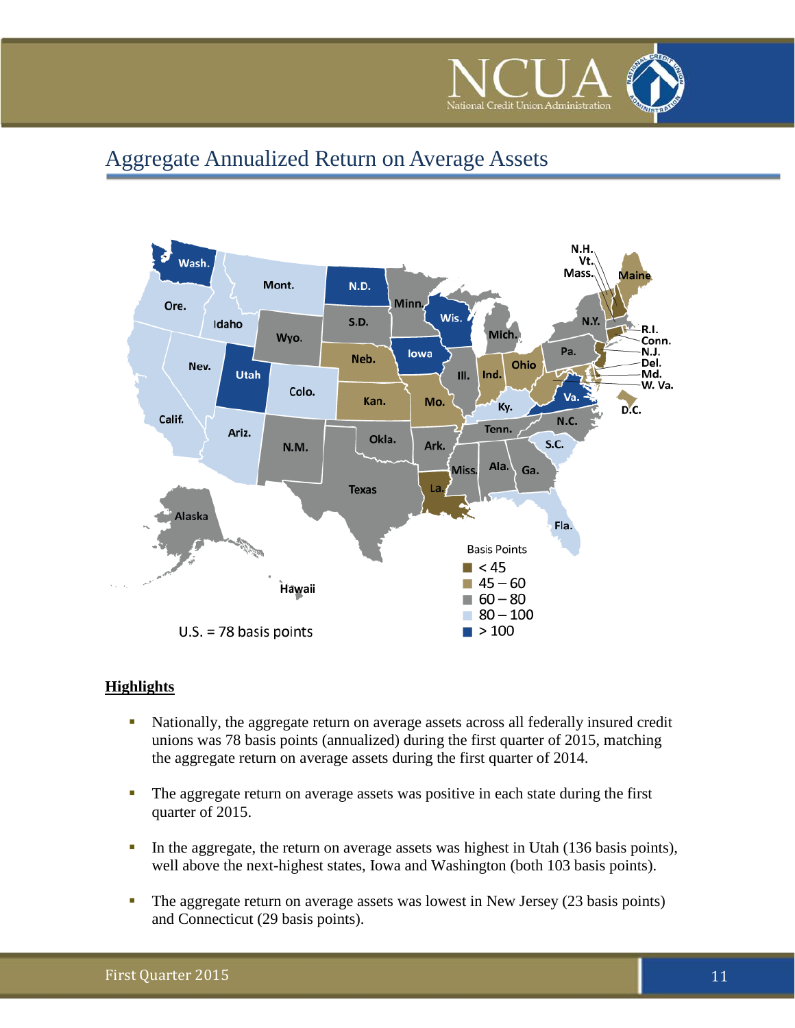# Aggregate Annualized Return on Average Assets

Basis Points
- < 45
- 45 – 60
- 60 – 80
- 80 – 100
- > 100

U.S. = 78 basis points

## Highlights

- Nationally, the aggregate return on average assets across all federally insured credit unions was 78 basis points (annualized) during the first quarter of 2015, matching the aggregate return on average assets during the first quarter of 2014.
- The aggregate return on average assets was positive in each state during the first quarter of 2015.
- In the aggregate, the return on average assets was highest in Utah (136 basis points), well above the next-highest states, Iowa and Washington (both 103 basis points).
- The aggregate return on average assets was lowest in New Jersey (23 basis points) and Connecticut (29 basis points).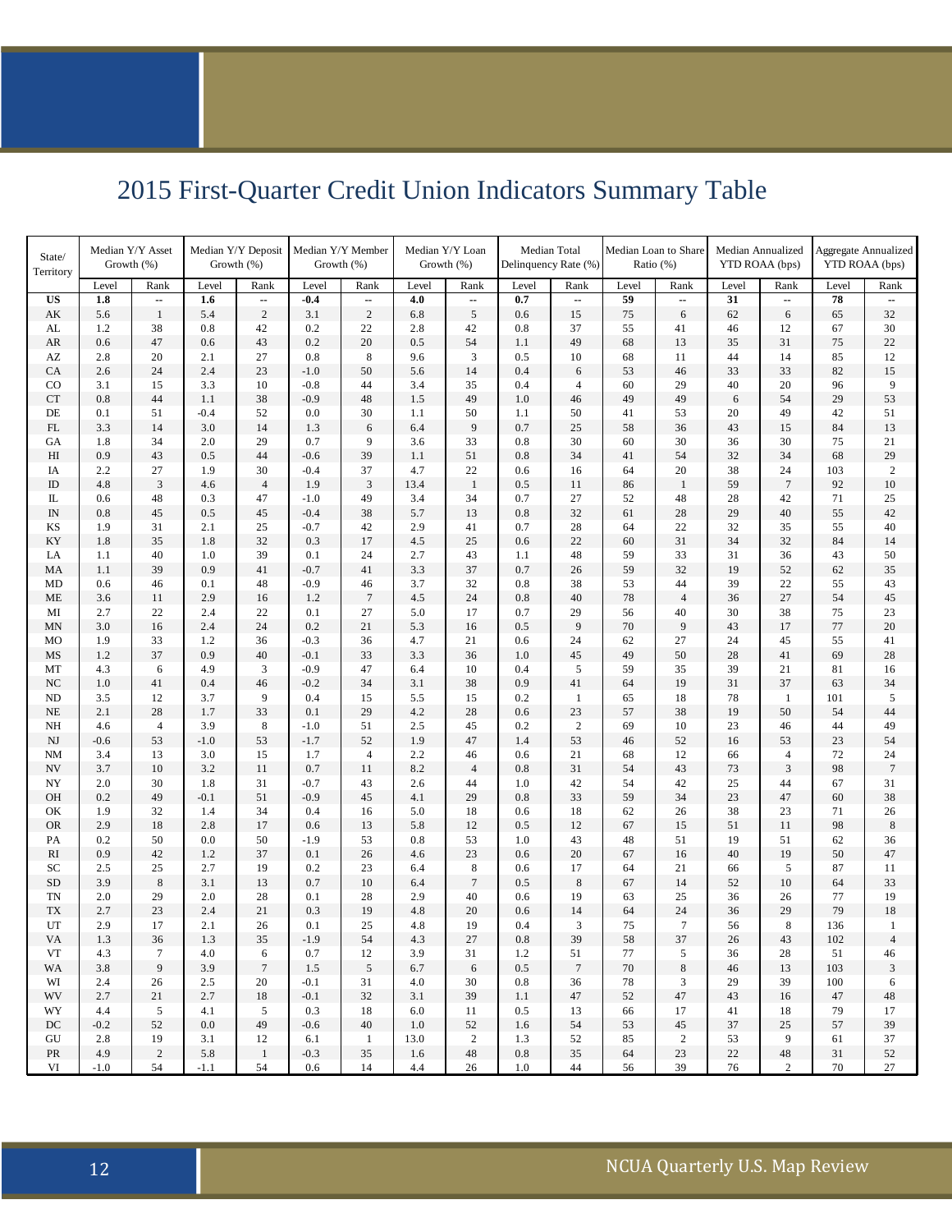# 2015 First-Quarter Credit Union Indicators Summary Table

| State/ Territory | Median Y/Y Asset Growth (%) | | Median Y/Y Deposit Growth (%) | | Median Y/Y Member Growth (%) | | Median Y/Y Loan Growth (%) | | Median Total Delinquency Rate (%) | | Median Loan to Share Ratio (%) | | Median Annualized YTD ROAA (bps) | | Aggregate Annualized YTD ROAA (bps) | |
|---|---|---|---|---|---|---|---|---|---|---|---|---|---|---|---|---|
| | Level | Rank | Level | Rank | Level | Rank | Level | Rank | Level | Rank | Level | Rank | Level | Rank | Level | Rank |
| **US** | **1.8** | -- | **1.6** | -- | **-0.4** | -- | **4.0** | -- | **0.7** | -- | **59** | -- | **31** | -- | **78** | -- |
| AK | 5.6 | 1 | 5.4 | 2 | 3.1 | 2 | 6.8 | 5 | 0.6 | 15 | 75 | 6 | 62 | 6 | 65 | 32 |
| AL | 1.2 | 38 | 0.8 | 42 | 0.2 | 22 | 2.8 | 42 | 0.8 | 37 | 55 | 41 | 46 | 12 | 67 | 30 |
| AR | 0.6 | 47 | 0.6 | 43 | 0.2 | 20 | 0.5 | 54 | 1.1 | 49 | 68 | 13 | 35 | 31 | 75 | 22 |
| AZ | 2.8 | 20 | 2.1 | 27 | 0.8 | 8 | 9.6 | 3 | 0.5 | 10 | 68 | 11 | 44 | 14 | 85 | 12 |
| CA | 2.6 | 24 | 2.4 | 23 | -1.0 | 50 | 5.6 | 14 | 0.4 | 6 | 53 | 46 | 33 | 33 | 82 | 15 |
| CO | 3.1 | 15 | 3.3 | 10 | -0.8 | 44 | 3.4 | 35 | 0.4 | 4 | 60 | 29 | 40 | 20 | 96 | 9 |
| CT | 0.8 | 44 | 1.1 | 38 | -0.9 | 48 | 1.5 | 49 | 1.0 | 46 | 49 | 49 | 6 | 54 | 29 | 53 |
| DE | 0.1 | 51 | -0.4 | 52 | 0.0 | 30 | 1.1 | 50 | 1.1 | 50 | 41 | 53 | 20 | 49 | 42 | 51 |
| FL | 3.3 | 14 | 3.0 | 14 | 1.3 | 6 | 6.4 | 9 | 0.7 | 25 | 58 | 36 | 43 | 15 | 84 | 13 |
| GA | 1.8 | 34 | 2.0 | 29 | 0.7 | 9 | 3.6 | 33 | 0.8 | 30 | 60 | 30 | 36 | 30 | 75 | 21 |
| HI | 0.9 | 43 | 0.5 | 44 | -0.6 | 39 | 1.1 | 51 | 0.8 | 34 | 41 | 54 | 32 | 34 | 68 | 29 |
| IA | 2.2 | 27 | 1.9 | 30 | -0.4 | 37 | 4.7 | 22 | 0.6 | 16 | 64 | 20 | 38 | 24 | 103 | 2 |
| ID | 4.8 | 3 | 4.6 | 4 | 1.9 | 3 | 13.4 | 1 | 0.5 | 11 | 86 | 1 | 59 | 7 | 92 | 10 |
| IL | 0.6 | 48 | 0.3 | 47 | -1.0 | 49 | 3.4 | 34 | 0.7 | 27 | 52 | 48 | 28 | 42 | 71 | 25 |
| IN | 0.8 | 45 | 0.5 | 45 | -0.4 | 38 | 5.7 | 13 | 0.8 | 32 | 61 | 28 | 29 | 40 | 55 | 42 |
| KS | 1.9 | 31 | 2.1 | 25 | -0.7 | 42 | 2.9 | 41 | 0.7 | 28 | 64 | 22 | 32 | 35 | 55 | 40 |
| KY | 1.8 | 35 | 1.8 | 32 | 0.3 | 17 | 4.5 | 25 | 0.6 | 22 | 60 | 31 | 34 | 32 | 84 | 14 |
| LA | 1.1 | 40 | 1.0 | 39 | 0.1 | 24 | 2.7 | 43 | 1.1 | 48 | 59 | 33 | 31 | 36 | 43 | 50 |
| MA | 1.1 | 39 | 0.9 | 41 | -0.7 | 41 | 3.3 | 37 | 0.7 | 26 | 59 | 32 | 19 | 52 | 62 | 35 |
| MD | 0.6 | 46 | 0.1 | 48 | -0.9 | 46 | 3.7 | 32 | 0.8 | 38 | 53 | 44 | 39 | 22 | 55 | 43 |
| ME | 3.6 | 11 | 2.9 | 16 | 1.2 | 7 | 4.5 | 24 | 0.8 | 40 | 78 | 4 | 36 | 27 | 54 | 45 |
| MI | 2.7 | 22 | 2.4 | 22 | 0.1 | 27 | 5.0 | 17 | 0.7 | 29 | 56 | 40 | 30 | 38 | 75 | 23 |
| MN | 3.0 | 16 | 2.4 | 24 | 0.2 | 21 | 5.3 | 16 | 0.5 | 9 | 70 | 9 | 43 | 17 | 77 | 20 |
| MO | 1.9 | 33 | 1.2 | 36 | -0.3 | 36 | 4.7 | 21 | 0.6 | 24 | 62 | 27 | 24 | 45 | 55 | 41 |
| MS | 1.2 | 37 | 0.9 | 40 | -0.1 | 33 | 3.3 | 36 | 1.0 | 45 | 49 | 50 | 28 | 41 | 69 | 28 |
| MT | 4.3 | 6 | 4.9 | 3 | -0.9 | 47 | 6.4 | 10 | 0.4 | 5 | 59 | 35 | 39 | 21 | 81 | 16 |
| NC | 1.0 | 41 | 0.4 | 46 | -0.2 | 34 | 3.1 | 38 | 0.9 | 41 | 64 | 19 | 31 | 37 | 63 | 34 |
| ND | 3.5 | 12 | 3.7 | 9 | 0.4 | 15 | 5.5 | 15 | 0.2 | 1 | 65 | 18 | 78 | 1 | 101 | 5 |
| NE | 2.1 | 28 | 1.7 | 33 | 0.1 | 29 | 4.2 | 28 | 0.6 | 23 | 57 | 38 | 19 | 50 | 54 | 44 |
| NH | 4.6 | 4 | 3.9 | 8 | -1.0 | 51 | 2.5 | 45 | 0.2 | 2 | 69 | 10 | 23 | 46 | 44 | 49 |
| NJ | -0.6 | 53 | -1.0 | 53 | -1.7 | 52 | 1.9 | 47 | 1.4 | 53 | 46 | 52 | 16 | 53 | 23 | 54 |
| NM | 3.4 | 13 | 3.0 | 15 | 1.7 | 4 | 2.2 | 46 | 0.6 | 21 | 68 | 12 | 66 | 4 | 72 | 24 |
| NV | 3.7 | 10 | 3.2 | 11 | 0.7 | 11 | 8.2 | 4 | 0.8 | 31 | 54 | 43 | 73 | 3 | 98 | 7 |
| NY | 2.0 | 30 | 1.8 | 31 | -0.7 | 43 | 2.6 | 44 | 1.0 | 42 | 54 | 42 | 25 | 44 | 67 | 31 |
| OH | 0.2 | 49 | -0.1 | 51 | -0.9 | 45 | 4.1 | 29 | 0.8 | 33 | 59 | 34 | 23 | 47 | 60 | 38 |
| OK | 1.9 | 32 | 1.4 | 34 | 0.4 | 16 | 5.0 | 18 | 0.6 | 18 | 62 | 26 | 38 | 23 | 71 | 26 |
| OR | 2.9 | 18 | 2.8 | 17 | 0.6 | 13 | 5.8 | 12 | 0.5 | 12 | 67 | 15 | 51 | 11 | 98 | 8 |
| PA | 0.2 | 50 | 0.0 | 50 | -1.9 | 53 | 0.8 | 53 | 1.0 | 43 | 48 | 51 | 19 | 51 | 62 | 36 |
| RI | 0.9 | 42 | 1.2 | 37 | 0.1 | 26 | 4.6 | 23 | 0.6 | 20 | 67 | 16 | 40 | 19 | 50 | 47 |
| SC | 2.5 | 25 | 2.7 | 19 | 0.2 | 23 | 6.4 | 8 | 0.6 | 17 | 64 | 21 | 66 | 5 | 87 | 11 |
| SD | 3.9 | 8 | 3.1 | 13 | 0.7 | 10 | 6.4 | 7 | 0.5 | 8 | 67 | 14 | 52 | 10 | 64 | 33 |
| TN | 2.0 | 29 | 2.0 | 28 | 0.1 | 28 | 2.9 | 40 | 0.6 | 19 | 63 | 25 | 36 | 26 | 77 | 19 |
| TX | 2.7 | 23 | 2.4 | 21 | 0.3 | 19 | 4.8 | 20 | 0.6 | 14 | 64 | 24 | 36 | 29 | 79 | 18 |
| UT | 2.9 | 17 | 2.1 | 26 | 0.1 | 25 | 4.8 | 19 | 0.4 | 3 | 75 | 7 | 56 | 8 | 136 | 1 |
| VA | 1.3 | 36 | 1.3 | 35 | -1.9 | 54 | 4.3 | 27 | 0.8 | 39 | 58 | 37 | 26 | 43 | 102 | 4 |
| VT | 4.3 | 7 | 4.0 | 6 | 0.7 | 12 | 3.9 | 31 | 1.2 | 51 | 77 | 5 | 36 | 28 | 51 | 46 |
| WA | 3.8 | 9 | 3.9 | 7 | 1.5 | 5 | 6.7 | 6 | 0.5 | 7 | 70 | 8 | 46 | 13 | 103 | 3 |
| WI | 2.4 | 26 | 2.5 | 20 | -0.1 | 31 | 4.0 | 30 | 0.8 | 36 | 78 | 3 | 29 | 39 | 100 | 6 |
| WV | 2.7 | 21 | 2.7 | 18 | -0.1 | 32 | 3.1 | 39 | 1.1 | 47 | 52 | 47 | 43 | 16 | 47 | 48 |
| WY | 4.4 | 5 | 4.1 | 5 | 0.3 | 18 | 6.0 | 11 | 0.5 | 13 | 66 | 17 | 41 | 18 | 79 | 17 |
| DC | -0.2 | 52 | 0.0 | 49 | -0.6 | 40 | 1.0 | 52 | 1.6 | 54 | 53 | 45 | 37 | 25 | 57 | 39 |
| GU | 2.8 | 19 | 3.1 | 12 | 6.1 | 1 | 13.0 | 2 | 1.3 | 52 | 85 | 2 | 53 | 9 | 61 | 37 |
| PR | 4.9 | 2 | 5.8 | 1 | -0.3 | 35 | 1.6 | 48 | 0.8 | 35 | 64 | 23 | 22 | 48 | 31 | 52 |
| VI | -1.0 | 54 | -1.1 | 54 | 0.6 | 14 | 4.4 | 26 | 1.0 | 44 | 56 | 39 | 76 | 2 | 70 | 27 |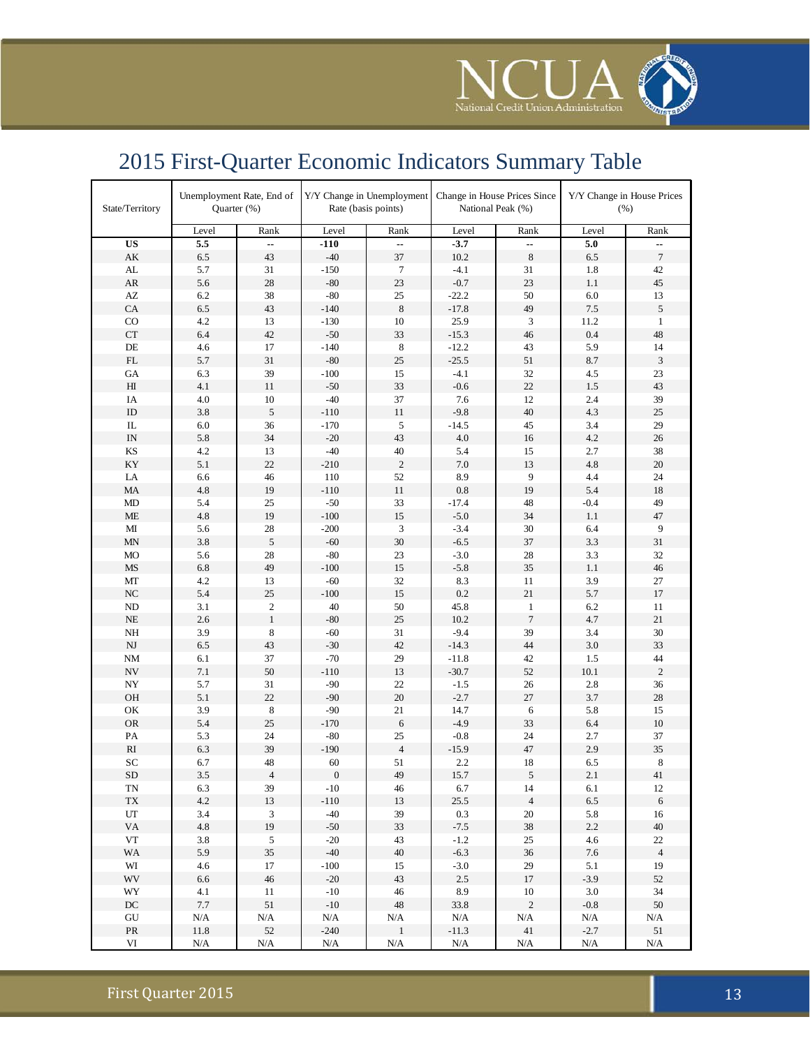# 2015 First-Quarter Economic Indicators Summary Table

| State/Territory | Unemployment Rate, End of Quarter (%) | | Y/Y Change in Unemployment Rate (basis points) | | Change in House Prices Since National Peak (%) | | Y/Y Change in House Prices (%) | |
|---|---|---|---|---|---|---|---|---|
| | Level | Rank | Level | Rank | Level | Rank | Level | Rank |
| **US** | **5.5** | -- | **-110** | -- | **-3.7** | -- | **5.0** | -- |
| AK | 6.5 | 43 | -40 | 37 | 10.2 | 8 | 6.5 | 7 |
| AL | 5.7 | 31 | -150 | 7 | -4.1 | 31 | 1.8 | 42 |
| AR | 5.6 | 28 | -80 | 23 | -0.7 | 23 | 1.1 | 45 |
| AZ | 6.2 | 38 | -80 | 25 | -22.2 | 50 | 6.0 | 13 |
| CA | 6.5 | 43 | -140 | 8 | -17.8 | 49 | 7.5 | 5 |
| CO | 4.2 | 13 | -130 | 10 | 25.9 | 3 | 11.2 | 1 |
| CT | 6.4 | 42 | -50 | 33 | -15.3 | 46 | 0.4 | 48 |
| DE | 4.6 | 17 | -140 | 8 | -12.2 | 43 | 5.9 | 14 |
| FL | 5.7 | 31 | -80 | 25 | -25.5 | 51 | 8.7 | 3 |
| GA | 6.3 | 39 | -100 | 15 | -4.1 | 32 | 4.5 | 23 |
| HI | 4.1 | 11 | -50 | 33 | -0.6 | 22 | 1.5 | 43 |
| IA | 4.0 | 10 | -40 | 37 | 7.6 | 12 | 2.4 | 39 |
| ID | 3.8 | 5 | -110 | 11 | -9.8 | 40 | 4.3 | 25 |
| IL | 6.0 | 36 | -170 | 5 | -14.5 | 45 | 3.4 | 29 |
| IN | 5.8 | 34 | -20 | 43 | 4.0 | 16 | 4.2 | 26 |
| KS | 4.2 | 13 | -40 | 40 | 5.4 | 15 | 2.7 | 38 |
| KY | 5.1 | 22 | -210 | 2 | 7.0 | 13 | 4.8 | 20 |
| LA | 6.6 | 46 | 110 | 52 | 8.9 | 9 | 4.4 | 24 |
| MA | 4.8 | 19 | -110 | 11 | 0.8 | 19 | 5.4 | 18 |
| MD | 5.4 | 25 | -50 | 33 | -17.4 | 48 | -0.4 | 49 |
| ME | 4.8 | 19 | -100 | 15 | -5.0 | 34 | 1.1 | 47 |
| MI | 5.6 | 28 | -200 | 3 | -3.4 | 30 | 6.4 | 9 |
| MN | 3.8 | 5 | -60 | 30 | -6.5 | 37 | 3.3 | 31 |
| MO | 5.6 | 28 | -80 | 23 | -3.0 | 28 | 3.3 | 32 |
| MS | 6.8 | 49 | -100 | 15 | -5.8 | 35 | 1.1 | 46 |
| MT | 4.2 | 13 | -60 | 32 | 8.3 | 11 | 3.9 | 27 |
| NC | 5.4 | 25 | -100 | 15 | 0.2 | 21 | 5.7 | 17 |
| ND | 3.1 | 2 | 40 | 50 | 45.8 | 1 | 6.2 | 11 |
| NE | 2.6 | 1 | -80 | 25 | 10.2 | 7 | 4.7 | 21 |
| NH | 3.9 | 8 | -60 | 31 | -9.4 | 39 | 3.4 | 30 |
| NJ | 6.5 | 43 | -30 | 42 | -14.3 | 44 | 3.0 | 33 |
| NM | 6.1 | 37 | -70 | 29 | -11.8 | 42 | 1.5 | 44 |
| NV | 7.1 | 50 | -110 | 13 | -30.7 | 52 | 10.1 | 2 |
| NY | 5.7 | 31 | -90 | 22 | -1.5 | 26 | 2.8 | 36 |
| OH | 5.1 | 22 | -90 | 20 | -2.7 | 27 | 3.7 | 28 |
| OK | 3.9 | 8 | -90 | 21 | 14.7 | 6 | 5.8 | 15 |
| OR | 5.4 | 25 | -170 | 6 | -4.9 | 33 | 6.4 | 10 |
| PA | 5.3 | 24 | -80 | 25 | -0.8 | 24 | 2.7 | 37 |
| RI | 6.3 | 39 | -190 | 4 | -15.9 | 47 | 2.9 | 35 |
| SC | 6.7 | 48 | 60 | 51 | 2.2 | 18 | 6.5 | 8 |
| SD | 3.5 | 4 | 0 | 49 | 15.7 | 5 | 2.1 | 41 |
| TN | 6.3 | 39 | -10 | 46 | 6.7 | 14 | 6.1 | 12 |
| TX | 4.2 | 13 | -110 | 13 | 25.5 | 4 | 6.5 | 6 |
| UT | 3.4 | 3 | -40 | 39 | 0.3 | 20 | 5.8 | 16 |
| VA | 4.8 | 19 | -50 | 33 | -7.5 | 38 | 2.2 | 40 |
| VT | 3.8 | 5 | -20 | 43 | -1.2 | 25 | 4.6 | 22 |
| WA | 5.9 | 35 | -40 | 40 | -6.3 | 36 | 7.6 | 4 |
| WI | 4.6 | 17 | -100 | 15 | -3.0 | 29 | 5.1 | 19 |
| WV | 6.6 | 46 | -20 | 43 | 2.5 | 17 | -3.9 | 52 |
| WY | 4.1 | 11 | -10 | 46 | 8.9 | 10 | 3.0 | 34 |
| DC | 7.7 | 51 | -10 | 48 | 33.8 | 2 | -0.8 | 50 |
| GU | N/A | N/A | N/A | N/A | N/A | N/A | N/A | N/A |
| PR | 11.8 | 52 | -240 | 1 | -11.3 | 41 | -2.7 | 51 |
| VI | N/A | N/A | N/A | N/A | N/A | N/A | N/A | N/A |